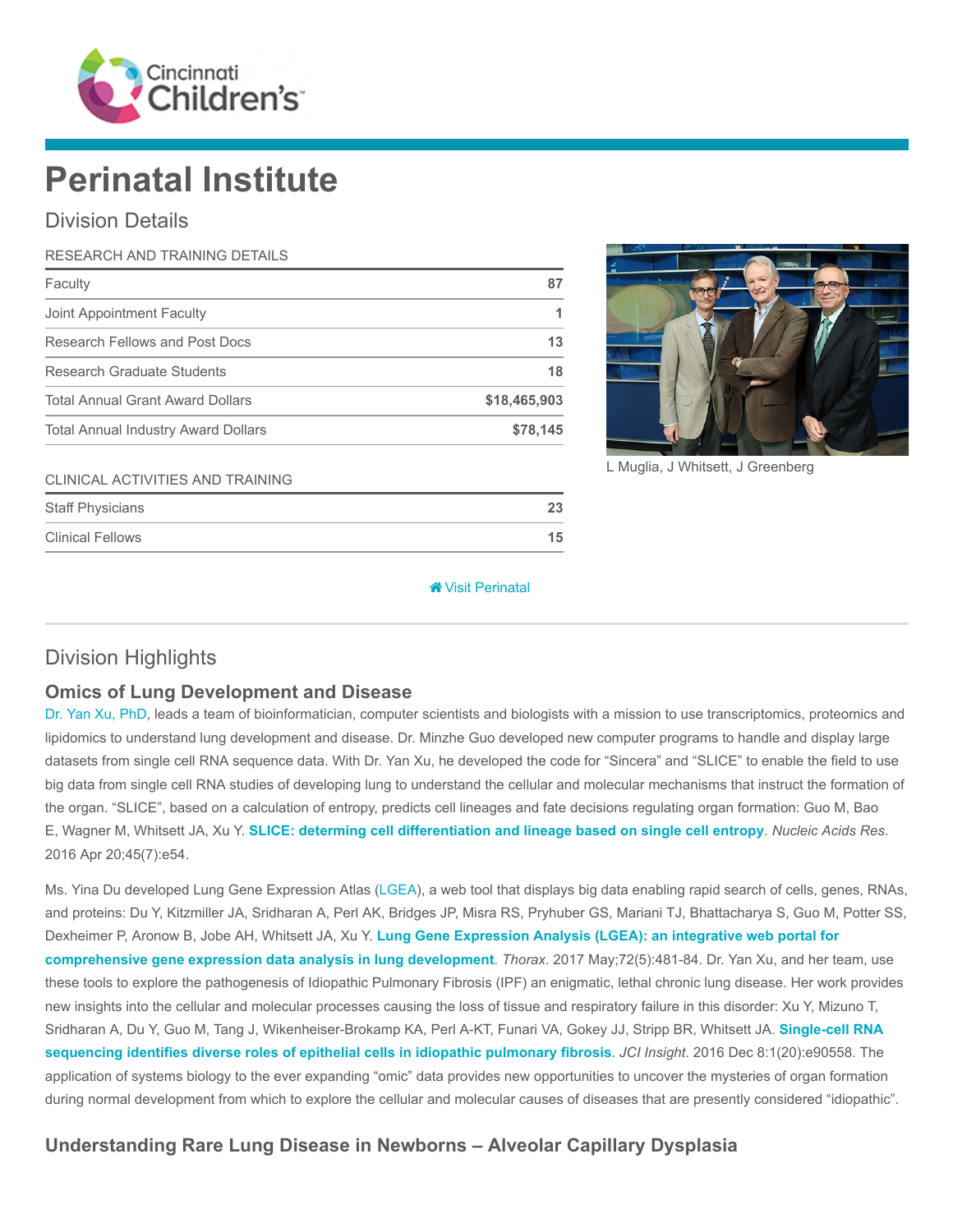# Perinatal Institute

## Division Details

| RESEARCH AND TRAINING DETAILS | |
|---|---|
| Faculty | 87 |
| Joint Appointment Faculty | 1 |
| Research Fellows and Post Docs | 13 |
| Research Graduate Students | 18 |
| Total Annual Grant Award Dollars | $18,465,903 |
| Total Annual Industry Award Dollars | $78,145 |

| CLINICAL ACTIVITIES AND TRAINING | |
|---|---|
| Staff Physicians | 23 |
| Clinical Fellows | 15 |

L Muglia, J Whitsett, J Greenberg

Visit Perinatal

## Division Highlights

### Omics of Lung Development and Disease

Dr. Yan Xu, PhD, leads a team of bioinformatician, computer scientists and biologists with a mission to use transcriptomics, proteomics and lipidomics to understand lung development and disease. Dr. Minzhe Guo developed new computer programs to handle and display large datasets from single cell RNA sequence data. With Dr. Yan Xu, he developed the code for "Sincera" and "SLICE" to enable the field to use big data from single cell RNA studies of developing lung to understand the cellular and molecular mechanisms that instruct the formation of the organ. "SLICE", based on a calculation of entropy, predicts cell lineages and fate decisions regulating organ formation: Guo M, Bao E, Wagner M, Whitsett JA, Xu Y. **SLICE: determing cell differentiation and lineage based on single cell entropy**. *Nucleic Acids Res*. 2016 Apr 20;45(7):e54.

Ms. Yina Du developed Lung Gene Expression Atlas (LGEA), a web tool that displays big data enabling rapid search of cells, genes, RNAs, and proteins: Du Y, Kitzmiller JA, Sridharan A, Perl AK, Bridges JP, Misra RS, Pryhuber GS, Mariani TJ, Bhattacharya S, Guo M, Potter SS, Dexheimer P, Aronow B, Jobe AH, Whitsett JA, Xu Y. **Lung Gene Expression Analysis (LGEA): an integrative web portal for comprehensive gene expression data analysis in lung development**. *Thorax*. 2017 May;72(5):481-84. Dr. Yan Xu, and her team, use these tools to explore the pathogenesis of Idiopathic Pulmonary Fibrosis (IPF) an enigmatic, lethal chronic lung disease. Her work provides new insights into the cellular and molecular processes causing the loss of tissue and respiratory failure in this disorder: Xu Y, Mizuno T, Sridharan A, Du Y, Guo M, Tang J, Wikenheiser-Brokamp KA, Perl A-KT, Funari VA, Gokey JJ, Stripp BR, Whitsett JA. **Single-cell RNA sequencing identifies diverse roles of epithelial cells in idiopathic pulmonary fibrosis**. *JCI Insight*. 2016 Dec 8:1(20):e90558. The application of systems biology to the ever expanding "omic" data provides new opportunities to uncover the mysteries of organ formation during normal development from which to explore the cellular and molecular causes of diseases that are presently considered "idiopathic".

### Understanding Rare Lung Disease in Newborns – Alveolar Capillary Dysplasia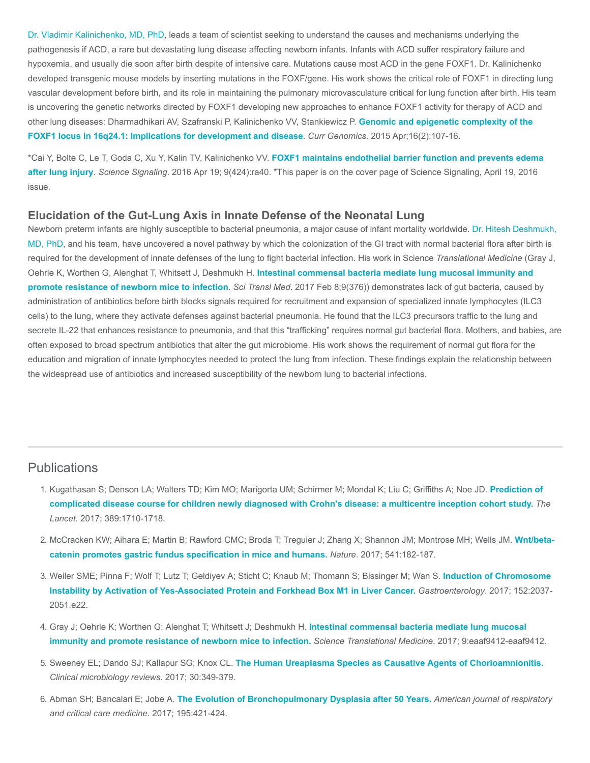Dr. Vladimir Kalinichenko, MD, PhD, leads a team of scientist seeking to understand the causes and mechanisms underlying the pathogenesis if ACD, a rare but devastating lung disease affecting newborn infants. Infants with ACD suffer respiratory failure and hypoxemia, and usually die soon after birth despite of intensive care. Mutations cause most ACD in the gene FOXF1. Dr. Kalinichenko developed transgenic mouse models by inserting mutations in the FOXF/gene. His work shows the critical role of FOXF1 in directing lung vascular development before birth, and its role in maintaining the pulmonary microvasculature critical for lung function after birth. His team is uncovering the genetic networks directed by FOXF1 developing new approaches to enhance FOXF1 activity for therapy of ACD and other lung diseases: Dharmadhikari AV, Szafranski P, Kalinichenko VV, Stankiewicz P. **Genomic and epigenetic complexity of the FOXF1 locus in 16q24.1: Implications for development and disease**. *Curr Genomics*. 2015 Apr;16(2):107-16.

*Cai Y, Bolte C, Le T, Goda C, Xu Y, Kalin TV, Kalinichenko VV. **FOXF1 maintains endothelial barrier function and prevents edema after lung injury**. *Science Signaling*. 2016 Apr 19; 9(424):ra40. *This paper is on the cover page of Science Signaling, April 19, 2016 issue.

### Elucidation of the Gut-Lung Axis in Innate Defense of the Neonatal Lung

Newborn preterm infants are highly susceptible to bacterial pneumonia, a major cause of infant mortality worldwide. Dr. Hitesh Deshmukh, MD, PhD, and his team, have uncovered a novel pathway by which the colonization of the GI tract with normal bacterial flora after birth is required for the development of innate defenses of the lung to fight bacterial infection. His work in Science *Translational Medicine* (Gray J, Oehrle K, Worthen G, Alenghat T, Whitsett J, Deshmukh H. **Intestinal commensal bacteria mediate lung mucosal immunity and promote resistance of newborn mice to infection**. *Sci Transl Med*. 2017 Feb 8;9(376)) demonstrates lack of gut bacteria, caused by administration of antibiotics before birth blocks signals required for recruitment and expansion of specialized innate lymphocytes (ILC3 cells) to the lung, where they activate defenses against bacterial pneumonia. He found that the ILC3 precursors traffic to the lung and secrete IL-22 that enhances resistance to pneumonia, and that this “trafficking” requires normal gut bacterial flora. Mothers, and babies, are often exposed to broad spectrum antibiotics that alter the gut microbiome. His work shows the requirement of normal gut flora for the education and migration of innate lymphocytes needed to protect the lung from infection. These findings explain the relationship between the widespread use of antibiotics and increased susceptibility of the newborn lung to bacterial infections.

## Publications

1. Kugathasan S; Denson LA; Walters TD; Kim MO; Marigorta UM; Schirmer M; Mondal K; Liu C; Griffiths A; Noe JD. **Prediction of complicated disease course for children newly diagnosed with Crohn's disease: a multicentre inception cohort study.** *The Lancet*. 2017; 389:1710-1718.
2. McCracken KW; Aihara E; Martin B; Rawford CMC; Broda T; Treguier J; Zhang X; Shannon JM; Montrose MH; Wells JM. **Wnt/beta-catenin promotes gastric fundus specification in mice and humans.** *Nature*. 2017; 541:182-187.
3. Weiler SME; Pinna F; Wolf T; Lutz T; Geldiyev A; Sticht C; Knaub M; Thomann S; Bissinger M; Wan S. **Induction of Chromosome Instability by Activation of Yes-Associated Protein and Forkhead Box M1 in Liver Cancer.** *Gastroenterology*. 2017; 152:2037-2051.e22.
4. Gray J; Oehrle K; Worthen G; Alenghat T; Whitsett J; Deshmukh H. **Intestinal commensal bacteria mediate lung mucosal immunity and promote resistance of newborn mice to infection.** *Science Translational Medicine*. 2017; 9:eaaf9412-eaaf9412.
5. Sweeney EL; Dando SJ; Kallapur SG; Knox CL. **The Human Ureaplasma Species as Causative Agents of Chorioamnionitis.** *Clinical microbiology reviews*. 2017; 30:349-379.
6. Abman SH; Bancalari E; Jobe A. **The Evolution of Bronchopulmonary Dysplasia after 50 Years.** *American journal of respiratory and critical care medicine*. 2017; 195:421-424.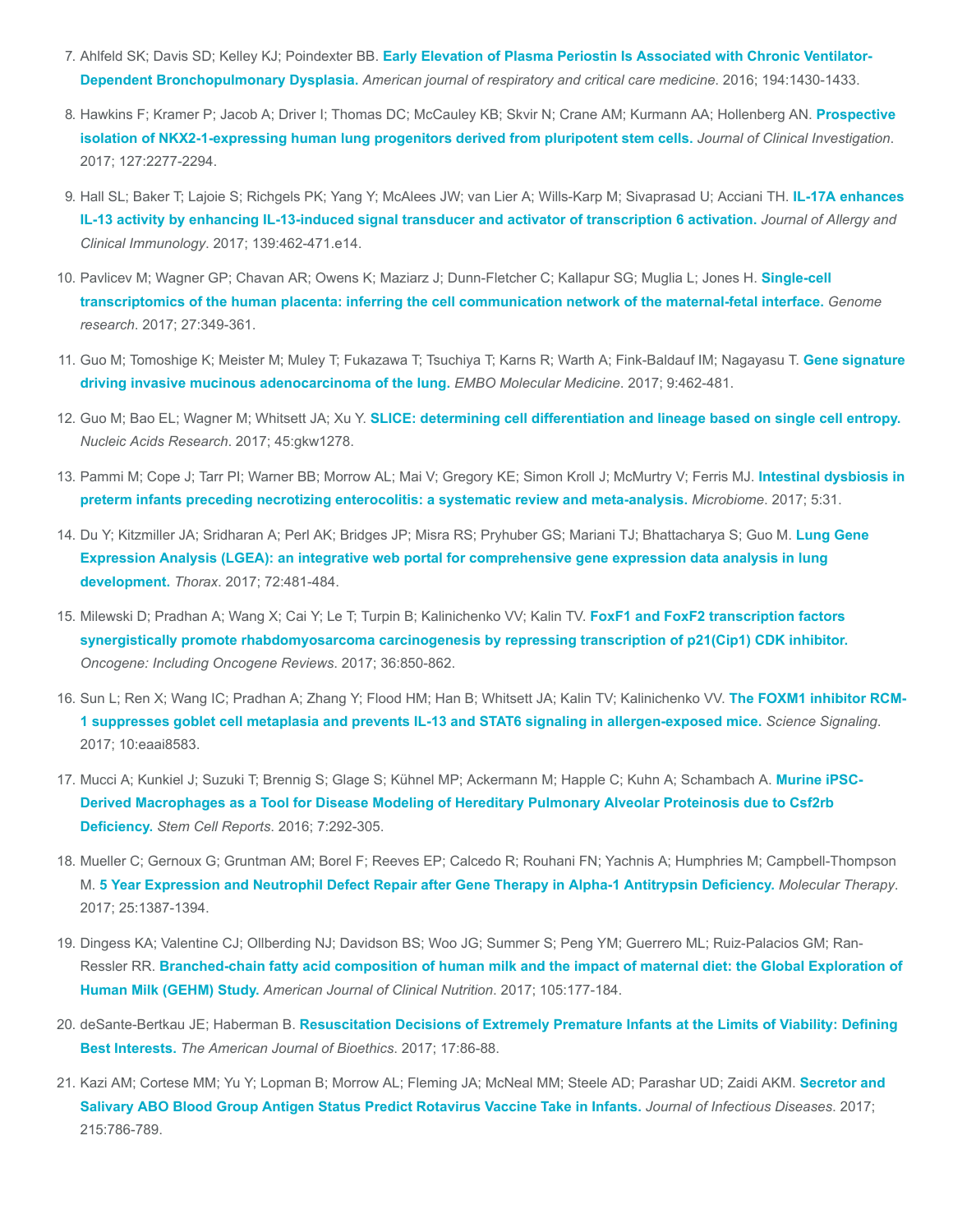7. Ahlfeld SK; Davis SD; Kelley KJ; Poindexter BB. **Early Elevation of Plasma Periostin Is Associated with Chronic Ventilator-Dependent Bronchopulmonary Dysplasia.** *American journal of respiratory and critical care medicine*. 2016; 194:1430-1433.

8. Hawkins F; Kramer P; Jacob A; Driver I; Thomas DC; McCauley KB; Skvir N; Crane AM; Kurmann AA; Hollenberg AN. **Prospective isolation of NKX2-1-expressing human lung progenitors derived from pluripotent stem cells.** *Journal of Clinical Investigation*. 2017; 127:2277-2294.

9. Hall SL; Baker T; Lajoie S; Richgels PK; Yang Y; McAlees JW; van Lier A; Wills-Karp M; Sivaprasad U; Acciani TH. **IL-17A enhances IL-13 activity by enhancing IL-13-induced signal transducer and activator of transcription 6 activation.** *Journal of Allergy and Clinical Immunology*. 2017; 139:462-471.e14.

10. Pavlicev M; Wagner GP; Chavan AR; Owens K; Maziarz J; Dunn-Fletcher C; Kallapur SG; Muglia L; Jones H. **Single-cell transcriptomics of the human placenta: inferring the cell communication network of the maternal-fetal interface.** *Genome research*. 2017; 27:349-361.

11. Guo M; Tomoshige K; Meister M; Muley T; Fukazawa T; Tsuchiya T; Karns R; Warth A; Fink-Baldauf IM; Nagayasu T. **Gene signature driving invasive mucinous adenocarcinoma of the lung.** *EMBO Molecular Medicine*. 2017; 9:462-481.

12. Guo M; Bao EL; Wagner M; Whitsett JA; Xu Y. **SLICE: determining cell differentiation and lineage based on single cell entropy.** *Nucleic Acids Research*. 2017; 45:gkw1278.

13. Pammi M; Cope J; Tarr PI; Warner BB; Morrow AL; Mai V; Gregory KE; Simon Kroll J; McMurtry V; Ferris MJ. **Intestinal dysbiosis in preterm infants preceding necrotizing enterocolitis: a systematic review and meta-analysis.** *Microbiome*. 2017; 5:31.

14. Du Y; Kitzmiller JA; Sridharan A; Perl AK; Bridges JP; Misra RS; Pryhuber GS; Mariani TJ; Bhattacharya S; Guo M. **Lung Gene Expression Analysis (LGEA): an integrative web portal for comprehensive gene expression data analysis in lung development.** *Thorax*. 2017; 72:481-484.

15. Milewski D; Pradhan A; Wang X; Cai Y; Le T; Turpin B; Kalinichenko VV; Kalin TV. **FoxF1 and FoxF2 transcription factors synergistically promote rhabdomyosarcoma carcinogenesis by repressing transcription of p21(Cip1) CDK inhibitor.** *Oncogene: Including Oncogene Reviews*. 2017; 36:850-862.

16. Sun L; Ren X; Wang IC; Pradhan A; Zhang Y; Flood HM; Han B; Whitsett JA; Kalin TV; Kalinichenko VV. **The FOXM1 inhibitor RCM-1 suppresses goblet cell metaplasia and prevents IL-13 and STAT6 signaling in allergen-exposed mice.** *Science Signaling*. 2017; 10:eaai8583.

17. Mucci A; Kunkiel J; Suzuki T; Brennig S; Glage S; Kühnel MP; Ackermann M; Happle C; Kuhn A; Schambach A. **Murine iPSC-Derived Macrophages as a Tool for Disease Modeling of Hereditary Pulmonary Alveolar Proteinosis due to Csf2rb Deficiency.** *Stem Cell Reports*. 2016; 7:292-305.

18. Mueller C; Gernoux G; Gruntman AM; Borel F; Reeves EP; Calcedo R; Rouhani FN; Yachnis A; Humphries M; Campbell-Thompson M. **5 Year Expression and Neutrophil Defect Repair after Gene Therapy in Alpha-1 Antitrypsin Deficiency.** *Molecular Therapy*. 2017; 25:1387-1394.

19. Dingess KA; Valentine CJ; Ollberding NJ; Davidson BS; Woo JG; Summer S; Peng YM; Guerrero ML; Ruiz-Palacios GM; Ran-Ressler RR. **Branched-chain fatty acid composition of human milk and the impact of maternal diet: the Global Exploration of Human Milk (GEHM) Study.** *American Journal of Clinical Nutrition*. 2017; 105:177-184.

20. deSante-Bertkau JE; Haberman B. **Resuscitation Decisions of Extremely Premature Infants at the Limits of Viability: Defining Best Interests.** *The American Journal of Bioethics*. 2017; 17:86-88.

21. Kazi AM; Cortese MM; Yu Y; Lopman B; Morrow AL; Fleming JA; McNeal MM; Steele AD; Parashar UD; Zaidi AKM. **Secretor and Salivary ABO Blood Group Antigen Status Predict Rotavirus Vaccine Take in Infants.** *Journal of Infectious Diseases*. 2017; 215:786-789.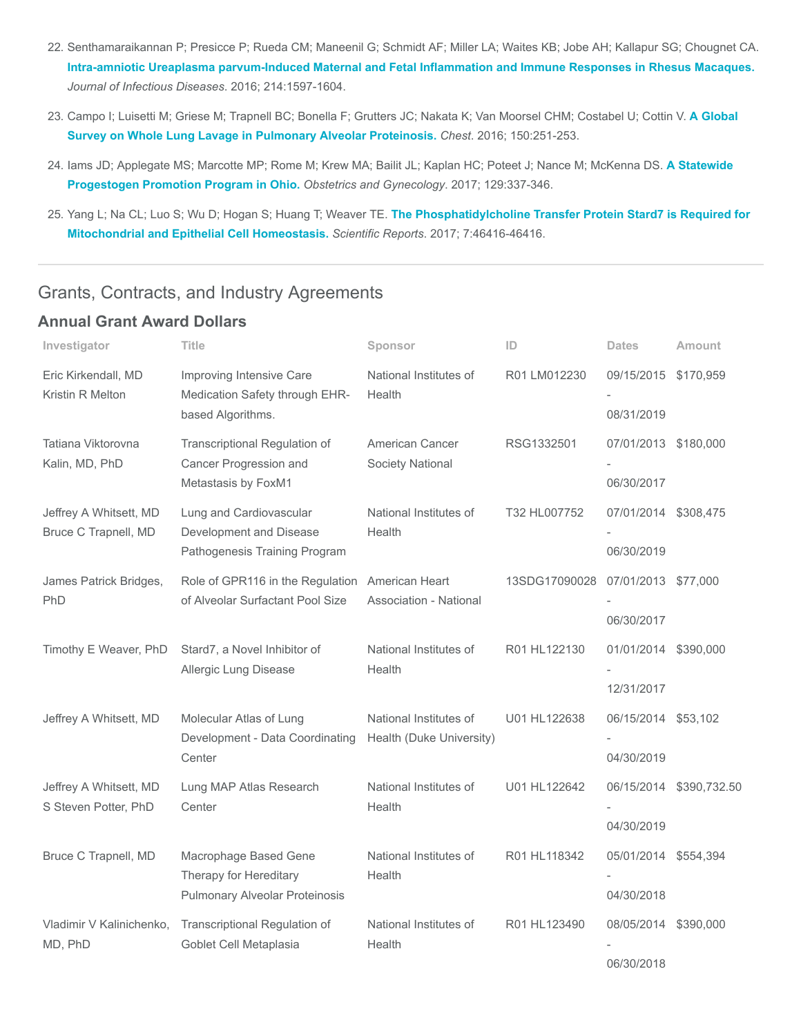22. Senthamaraikannan P; Presicce P; Rueda CM; Maneenil G; Schmidt AF; Miller LA; Waites KB; Jobe AH; Kallapur SG; Chougnet CA. **Intra-amniotic Ureaplasma parvum-Induced Maternal and Fetal Inflammation and Immune Responses in Rhesus Macaques.** *Journal of Infectious Diseases*. 2016; 214:1597-1604.

23. Campo I; Luisetti M; Griese M; Trapnell BC; Bonella F; Grutters JC; Nakata K; Van Moorsel CHM; Costabel U; Cottin V. **A Global Survey on Whole Lung Lavage in Pulmonary Alveolar Proteinosis.** *Chest*. 2016; 150:251-253.

24. Iams JD; Applegate MS; Marcotte MP; Rome M; Krew MA; Bailit JL; Kaplan HC; Poteet J; Nance M; McKenna DS. **A Statewide Progestogen Promotion Program in Ohio.** *Obstetrics and Gynecology*. 2017; 129:337-346.

25. Yang L; Na CL; Luo S; Wu D; Hogan S; Huang T; Weaver TE. **The Phosphatidylcholine Transfer Protein Stard7 is Required for Mitochondrial and Epithelial Cell Homeostasis.** *Scientific Reports*. 2017; 7:46416-46416.

---

## Grants, Contracts, and Industry Agreements

### Annual Grant Award Dollars

| Investigator | Title | Sponsor | ID | Dates | Amount |
|---|---|---|---|---|---|
| Eric Kirkendall, MD<br>Kristin R Melton | Improving Intensive Care Medication Safety through EHR-based Algorithms. | National Institutes of Health | R01 LM012230 | 09/15/2015 - 08/31/2019 | $170,959 |
| Tatiana Viktorovna Kalin, MD, PhD | Transcriptional Regulation of Cancer Progression and Metastasis by FoxM1 | American Cancer Society National | RSG1332501 | 07/01/2013 - 06/30/2017 | $180,000 |
| Jeffrey A Whitsett, MD<br>Bruce C Trapnell, MD | Lung and Cardiovascular Development and Disease Pathogenesis Training Program | National Institutes of Health | T32 HL007752 | 07/01/2014 - 06/30/2019 | $308,475 |
| James Patrick Bridges, PhD | Role of GPR116 in the Regulation of Alveolar Surfactant Pool Size | American Heart Association - National | 13SDG17090028 | 07/01/2013 - 06/30/2017 | $77,000 |
| Timothy E Weaver, PhD | Stard7, a Novel Inhibitor of Allergic Lung Disease | National Institutes of Health | R01 HL122130 | 01/01/2014 - 12/31/2017 | $390,000 |
| Jeffrey A Whitsett, MD | Molecular Atlas of Lung Development - Data Coordinating Center | National Institutes of Health (Duke University) | U01 HL122638 | 06/15/2014 - 04/30/2019 | $53,102 |
| Jeffrey A Whitsett, MD<br>S Steven Potter, PhD | Lung MAP Atlas Research Center | National Institutes of Health | U01 HL122642 | 06/15/2014 - 04/30/2019 | $390,732.50 |
| Bruce C Trapnell, MD | Macrophage Based Gene Therapy for Hereditary Pulmonary Alveolar Proteinosis | National Institutes of Health | R01 HL118342 | 05/01/2014 - 04/30/2018 | $554,394 |
| Vladimir V Kalinichenko, MD, PhD | Transcriptional Regulation of Goblet Cell Metaplasia | National Institutes of Health | R01 HL123490 | 08/05/2014 - 06/30/2018 | $390,000 |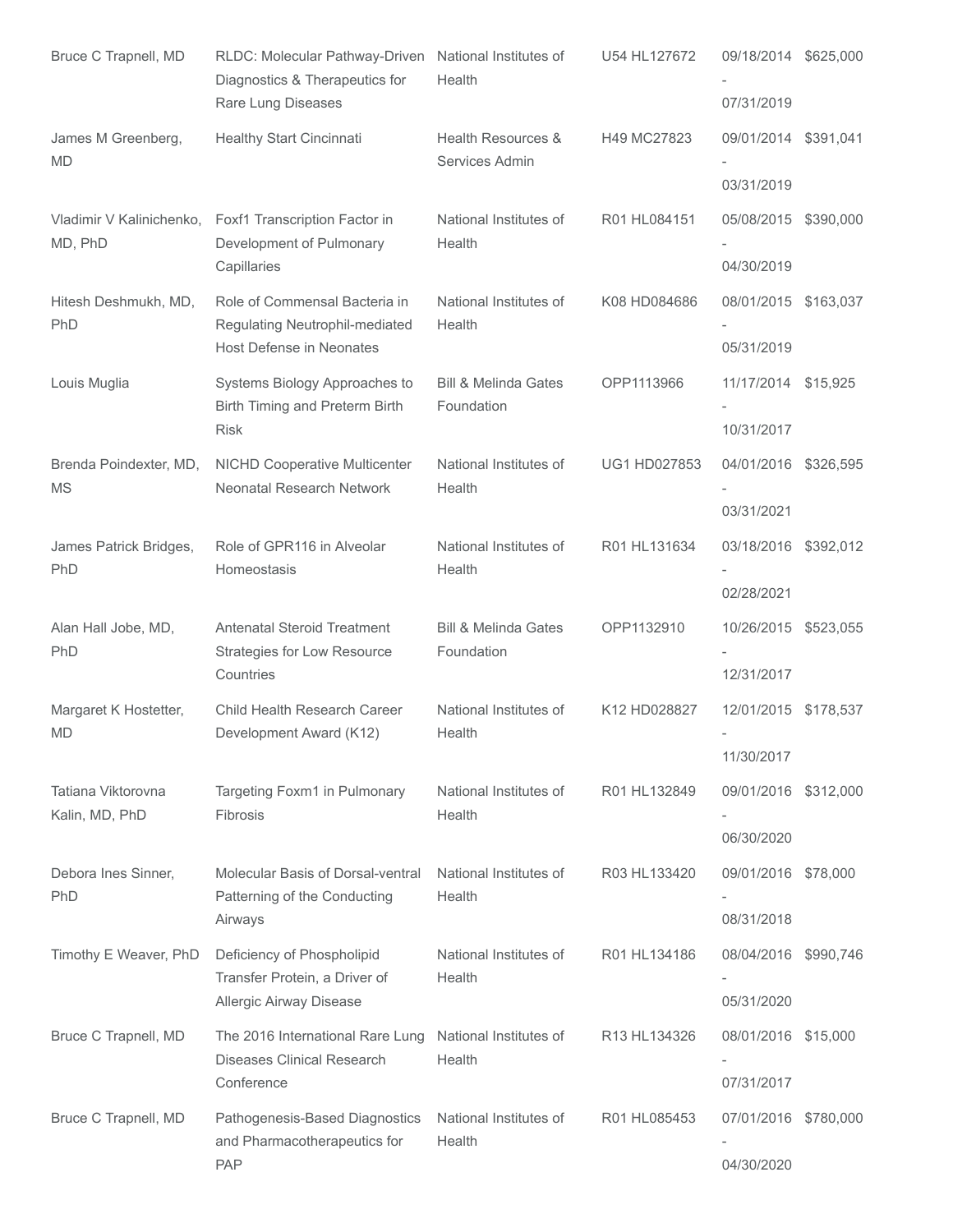| | | | | | |
|---|---|---|---|---|---|
| Bruce C Trapnell, MD | RLDC: Molecular Pathway-Driven Diagnostics & Therapeutics for Rare Lung Diseases | National Institutes of Health | U54 HL127672 | 09/18/2014 - 07/31/2019 | $625,000 |
| James M Greenberg, MD | Healthy Start Cincinnati | Health Resources & Services Admin | H49 MC27823 | 09/01/2014 - 03/31/2019 | $391,041 |
| Vladimir V Kalinichenko, MD, PhD | Foxf1 Transcription Factor in Development of Pulmonary Capillaries | National Institutes of Health | R01 HL084151 | 05/08/2015 - 04/30/2019 | $390,000 |
| Hitesh Deshmukh, MD, PhD | Role of Commensal Bacteria in Regulating Neutrophil-mediated Host Defense in Neonates | National Institutes of Health | K08 HD084686 | 08/01/2015 - 05/31/2019 | $163,037 |
| Louis Muglia | Systems Biology Approaches to Birth Timing and Preterm Birth Risk | Bill & Melinda Gates Foundation | OPP1113966 | 11/17/2014 - 10/31/2017 | $15,925 |
| Brenda Poindexter, MD, MS | NICHD Cooperative Multicenter Neonatal Research Network | National Institutes of Health | UG1 HD027853 | 04/01/2016 - 03/31/2021 | $326,595 |
| James Patrick Bridges, PhD | Role of GPR116 in Alveolar Homeostasis | National Institutes of Health | R01 HL131634 | 03/18/2016 - 02/28/2021 | $392,012 |
| Alan Hall Jobe, MD, PhD | Antenatal Steroid Treatment Strategies for Low Resource Countries | Bill & Melinda Gates Foundation | OPP1132910 | 10/26/2015 - 12/31/2017 | $523,055 |
| Margaret K Hostetter, MD | Child Health Research Career Development Award (K12) | National Institutes of Health | K12 HD028827 | 12/01/2015 - 11/30/2017 | $178,537 |
| Tatiana Viktorovna Kalin, MD, PhD | Targeting Foxm1 in Pulmonary Fibrosis | National Institutes of Health | R01 HL132849 | 09/01/2016 - 06/30/2020 | $312,000 |
| Debora Ines Sinner, PhD | Molecular Basis of Dorsal-ventral Patterning of the Conducting Airways | National Institutes of Health | R03 HL133420 | 09/01/2016 - 08/31/2018 | $78,000 |
| Timothy E Weaver, PhD | Deficiency of Phospholipid Transfer Protein, a Driver of Allergic Airway Disease | National Institutes of Health | R01 HL134186 | 08/04/2016 - 05/31/2020 | $990,746 |
| Bruce C Trapnell, MD | The 2016 International Rare Lung Diseases Clinical Research Conference | National Institutes of Health | R13 HL134326 | 08/01/2016 - 07/31/2017 | $15,000 |
| Bruce C Trapnell, MD | Pathogenesis-Based Diagnostics and Pharmacotherapeutics for PAP | National Institutes of Health | R01 HL085453 | 07/01/2016 - 04/30/2020 | $780,000 |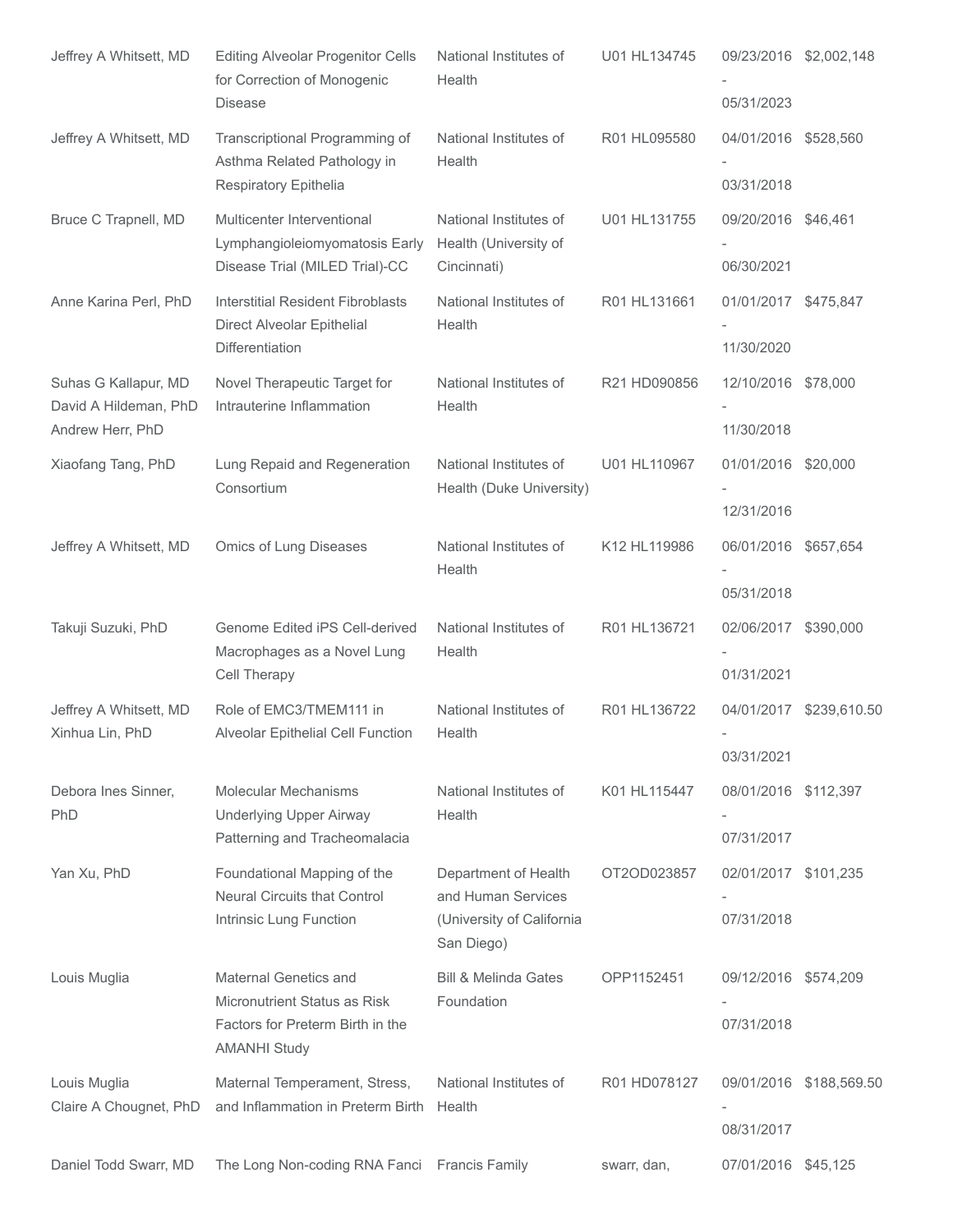| Jeffrey A Whitsett, MD | Editing Alveolar Progenitor Cells for Correction of Monogenic Disease | National Institutes of Health | U01 HL134745 | 09/23/2016 - 05/31/2023 | $2,002,148 |
|---|---|---|---|---|---|
| Jeffrey A Whitsett, MD | Transcriptional Programming of Asthma Related Pathology in Respiratory Epithelia | National Institutes of Health | R01 HL095580 | 04/01/2016 - 03/31/2018 | $528,560 |
| Bruce C Trapnell, MD | Multicenter Interventional Lymphangioleiomyomatosis Early Disease Trial (MILED Trial)-CC | National Institutes of Health (University of Cincinnati) | U01 HL131755 | 09/20/2016 - 06/30/2021 | $46,461 |
| Anne Karina Perl, PhD | Interstitial Resident Fibroblasts Direct Alveolar Epithelial Differentiation | National Institutes of Health | R01 HL131661 | 01/01/2017 - 11/30/2020 | $475,847 |
| Suhas G Kallapur, MD<br>David A Hildeman, PhD<br>Andrew Herr, PhD | Novel Therapeutic Target for Intrauterine Inflammation | National Institutes of Health | R21 HD090856 | 12/10/2016 - 11/30/2018 | $78,000 |
| Xiaofang Tang, PhD | Lung Repaid and Regeneration Consortium | National Institutes of Health (Duke University) | U01 HL110967 | 01/01/2016 - 12/31/2016 | $20,000 |
| Jeffrey A Whitsett, MD | Omics of Lung Diseases | National Institutes of Health | K12 HL119986 | 06/01/2016 - 05/31/2018 | $657,654 |
| Takuji Suzuki, PhD | Genome Edited iPS Cell-derived Macrophages as a Novel Lung Cell Therapy | National Institutes of Health | R01 HL136721 | 02/06/2017 - 01/31/2021 | $390,000 |
| Jeffrey A Whitsett, MD<br>Xinhua Lin, PhD | Role of EMC3/TMEM111 in Alveolar Epithelial Cell Function | National Institutes of Health | R01 HL136722 | 04/01/2017 - 03/31/2021 | $239,610.50 |
| Debora Ines Sinner, PhD | Molecular Mechanisms Underlying Upper Airway Patterning and Tracheomalacia | National Institutes of Health | K01 HL115447 | 08/01/2016 - 07/31/2017 | $112,397 |
| Yan Xu, PhD | Foundational Mapping of the Neural Circuits that Control Intrinsic Lung Function | Department of Health and Human Services (University of California San Diego) | OT2OD023857 | 02/01/2017 - 07/31/2018 | $101,235 |
| Louis Muglia | Maternal Genetics and Micronutrient Status as Risk Factors for Preterm Birth in the AMANHI Study | Bill & Melinda Gates Foundation | OPP1152451 | 09/12/2016 - 07/31/2018 | $574,209 |
| Louis Muglia<br>Claire A Chougnet, PhD | Maternal Temperament, Stress, and Inflammation in Preterm Birth | National Institutes of Health | R01 HD078127 | 09/01/2016 - 08/31/2017 | $188,569.50 |
| Daniel Todd Swarr, MD | The Long Non-coding RNA Fanci | Francis Family | swarr, dan, | 07/01/2016 | $45,125 |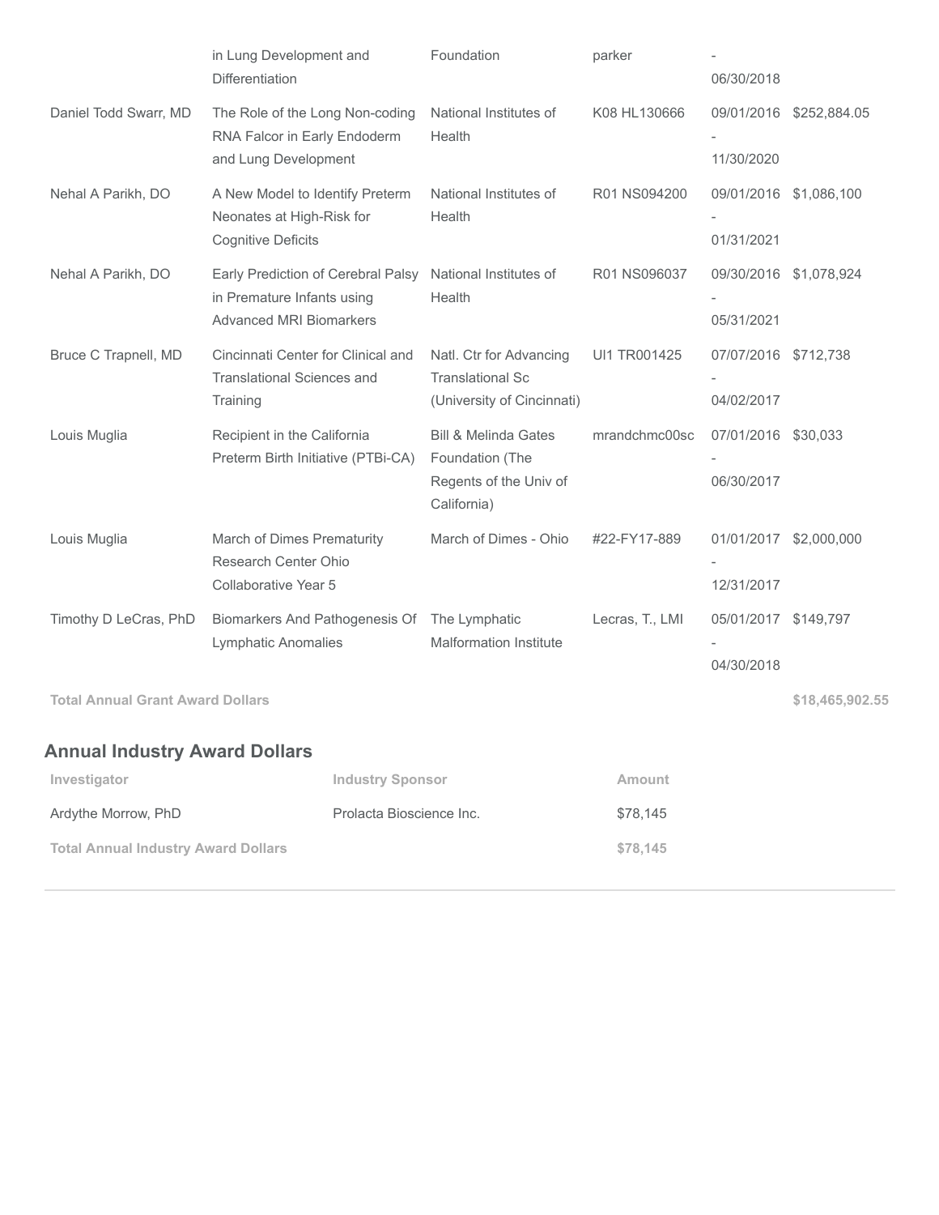| | | | | | |
|---|---|---|---|---|---|
| | in Lung Development and Differentiation | Foundation | parker | - 06/30/2018 | |
| Daniel Todd Swarr, MD | The Role of the Long Non-coding RNA Falcor in Early Endoderm and Lung Development | National Institutes of Health | K08 HL130666 | 09/01/2016 - 11/30/2020 | $252,884.05 |
| Nehal A Parikh, DO | A New Model to Identify Preterm Neonates at High-Risk for Cognitive Deficits | National Institutes of Health | R01 NS094200 | 09/01/2016 - 01/31/2021 | $1,086,100 |
| Nehal A Parikh, DO | Early Prediction of Cerebral Palsy in Premature Infants using Advanced MRI Biomarkers | National Institutes of Health | R01 NS096037 | 09/30/2016 - 05/31/2021 | $1,078,924 |
| Bruce C Trapnell, MD | Cincinnati Center for Clinical and Translational Sciences and Training | Natl. Ctr for Advancing Translational Sc (University of Cincinnati) | Ul1 TR001425 | 07/07/2016 - 04/02/2017 | $712,738 |
| Louis Muglia | Recipient in the California Preterm Birth Initiative (PTBi-CA) | Bill & Melinda Gates Foundation (The Regents of the Univ of California) | mrandchmc00sc | 07/01/2016 - 06/30/2017 | $30,033 |
| Louis Muglia | March of Dimes Prematurity Research Center Ohio Collaborative Year 5 | March of Dimes - Ohio | #22-FY17-889 | 01/01/2017 - 12/31/2017 | $2,000,000 |
| Timothy D LeCras, PhD | Biomarkers And Pathogenesis Of Lymphatic Anomalies | The Lymphatic Malformation Institute | Lecras, T., LMI | 05/01/2017 - 04/30/2018 | $149,797 |
| **Total Annual Grant Award Dollars** | | | | | **$18,465,902.55** |

## Annual Industry Award Dollars

| Investigator | Industry Sponsor | Amount |
|---|---|---|
| Ardythe Morrow, PhD | Prolacta Bioscience Inc. | $78,145 |
| **Total Annual Industry Award Dollars** | | **$78,145** |